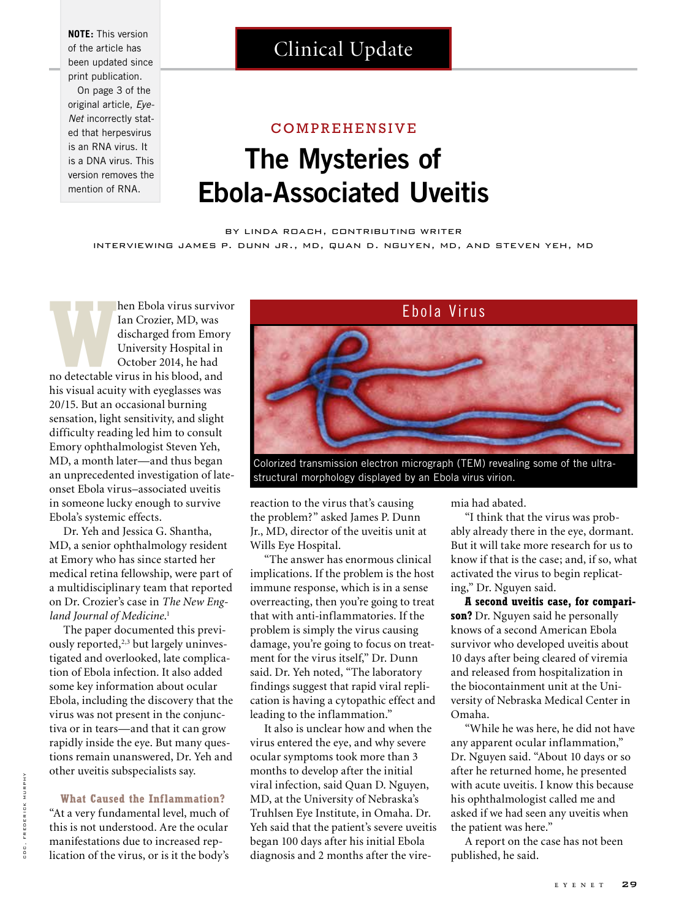**NOTE:** This version of the article has been updated since print publication.

On page 3 of the original article, *EyeNet* incorrectly stated that herpesvirus is an RNA virus. It is a DNA virus. This version removes the mention of RNA.

Clinical Update

COMPREHENSIVE

# The Mysteries of Ebola-Associated Uveitis

BY LINDA ROACH, CONTRIBUTING WRITER
INTERVIEWING JAMES P. DUNN JR., MD, QUAN D. NGUYEN, MD, AND STEVEN YEH, MD

When Ebola virus survivor Ian Crozier, MD, was discharged from Emory University Hospital in October 2014, he had no detectable virus in his blood, and his visual acuity with eyeglasses was 20/15. But an occasional burning sensation, light sensitivity, and slight difficulty reading led him to consult Emory ophthalmologist Steven Yeh, MD, a month later—and thus began an unprecedented investigation of late-onset Ebola virus–associated uveitis in someone lucky enough to survive Ebola's systemic effects.

Dr. Yeh and Jessica G. Shantha, MD, a senior ophthalmology resident at Emory who has since started her medical retina fellowship, were part of a multidisciplinary team that reported on Dr. Crozier's case in *The New England Journal of Medicine*.[1]

The paper documented this previously reported,[2,3] but largely uninvestigated and overlooked, late complication of Ebola infection. It also added some key information about ocular Ebola, including the discovery that the virus was not present in the conjunctiva or in tears—and that it can grow rapidly inside the eye. But many questions remain unanswered, Dr. Yeh and other uveitis subspecialists say.

Ebola Virus

Colorized transmission electron micrograph (TEM) revealing some of the ultrastructural morphology displayed by an Ebola virus virion.

### What Caused the Inflammation?

"At a very fundamental level, much of this is not understood. Are the ocular manifestations due to increased replication of the virus, or is it the body's reaction to the virus that's causing the problem?" asked James P. Dunn Jr., MD, director of the uveitis unit at Wills Eye Hospital.

"The answer has enormous clinical implications. If the problem is the host immune response, which is in a sense overreacting, then you're going to treat that with anti-inflammatories. If the problem is simply the virus causing damage, you're going to focus on treatment for the virus itself," Dr. Dunn said. Dr. Yeh noted, "The laboratory findings suggest that rapid viral replication is having a cytopathic effect and leading to the inflammation."

It also is unclear how and when the virus entered the eye, and why severe ocular symptoms took more than 3 months to develop after the initial viral infection, said Quan D. Nguyen, MD, at the University of Nebraska's Truhlsen Eye Institute, in Omaha. Dr. Yeh said that the patient's severe uveitis began 100 days after his initial Ebola diagnosis and 2 months after the viremia had abated.

"I think that the virus was probably already there in the eye, dormant. But it will take more research for us to know if that is the case; and, if so, what activated the virus to begin replicating," Dr. Nguyen said.

**A second uveitis case, for comparison?** Dr. Nguyen said he personally knows of a second American Ebola survivor who developed uveitis about 10 days after being cleared of viremia and released from hospitalization in the biocontainment unit at the University of Nebraska Medical Center in Omaha.

"While he was here, he did not have any apparent ocular inflammation," Dr. Nguyen said. "About 10 days or so after he returned home, he presented with acute uveitis. I know this because his ophthalmologist called me and asked if we had seen any uveitis when the patient was here."

A report on the case has not been published, he said.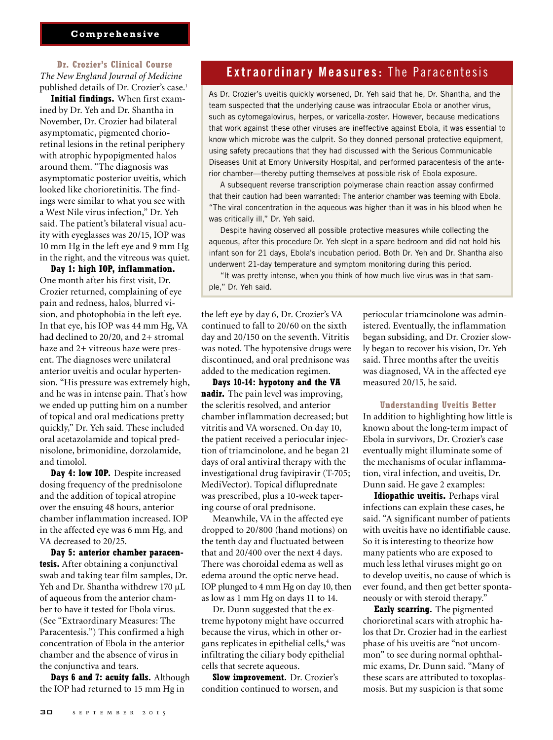### Dr. Crozier's Clinical Course

*The New England Journal of Medicine* published details of Dr. Crozier's case.[1]

**Initial findings.** When first examined by Dr. Yeh and Dr. Shantha in November, Dr. Crozier had bilateral asymptomatic, pigmented chorioretinal lesions in the retinal periphery with atrophic hypopigmented halos around them. "The diagnosis was asymptomatic posterior uveitis, which looked like chorioretinitis. The findings were similar to what you see with a West Nile virus infection," Dr. Yeh said. The patient's bilateral visual acuity with eyeglasses was 20/15, IOP was 10 mm Hg in the left eye and 9 mm Hg in the right, and the vitreous was quiet.

**Day 1: high IOP, inflammation.** One month after his first visit, Dr. Crozier returned, complaining of eye pain and redness, halos, blurred vision, and photophobia in the left eye. In that eye, his IOP was 44 mm Hg, VA had declined to 20/20, and 2+ stromal haze and 2+ vitreous haze were present. The diagnoses were unilateral anterior uveitis and ocular hypertension. "His pressure was extremely high, and he was in intense pain. That's how we ended up putting him on a number of topical and oral medications pretty quickly," Dr. Yeh said. These included oral acetazolamide and topical prednisolone, brimonidine, dorzolamide, and timolol.

**Day 4: low IOP.** Despite increased dosing frequency of the prednisolone and the addition of topical atropine over the ensuing 48 hours, anterior chamber inflammation increased. IOP in the affected eye was 6 mm Hg, and VA decreased to 20/25.

**Day 5: anterior chamber paracentesis.** After obtaining a conjunctival swab and taking tear film samples, Dr. Yeh and Dr. Shantha withdrew 170 µL of aqueous from the anterior chamber to have it tested for Ebola virus. (See "Extraordinary Measures: The Paracentesis.") This confirmed a high concentration of Ebola in the anterior chamber and the absence of virus in the conjunctiva and tears.

**Days 6 and 7: acuity falls.** Although the IOP had returned to 15 mm Hg in the left eye by day 6, Dr. Crozier's VA continued to fall to 20/60 on the sixth day and 20/150 on the seventh. Vitritis was noted. The hypotensive drugs were discontinued, and oral prednisone was added to the medication regimen.

**Days 10-14: hypotony and the VA nadir.** The pain level was improving, the scleritis resolved, and anterior chamber inflammation decreased; but vitritis and VA worsened. On day 10, the patient received a periocular injection of triamcinolone, and he began 21 days of oral antiviral therapy with the investigational drug favipiravir (T-705; MediVector). Topical difluprednate was prescribed, plus a 10-week tapering course of oral prednisone.

Meanwhile, VA in the affected eye dropped to 20/800 (hand motions) on the tenth day and fluctuated between that and 20/400 over the next 4 days. There was choroidal edema as well as edema around the optic nerve head. IOP plunged to 4 mm Hg on day 10, then as low as 1 mm Hg on days 11 to 14.

Dr. Dunn suggested that the extreme hypotony might have occurred because the virus, which in other organs replicates in epithelial cells,[4] was infiltrating the ciliary body epithelial cells that secrete aqueous.

**Slow improvement.** Dr. Crozier's condition continued to worsen, and periocular triamcinolone was administered. Eventually, the inflammation began subsiding, and Dr. Crozier slowly began to recover his vision, Dr. Yeh said. Three months after the uveitis was diagnosed, VA in the affected eye measured 20/15, he said.

### Understanding Uveitis Better

In addition to highlighting how little is known about the long-term impact of Ebola in survivors, Dr. Crozier's case eventually might illuminate some of the mechanisms of ocular inflammation, viral infection, and uveitis, Dr. Dunn said. He gave 2 examples:

**Idiopathic uveitis.** Perhaps viral infections can explain these cases, he said. "A significant number of patients with uveitis have no identifiable cause. So it is interesting to theorize how many patients who are exposed to much less lethal viruses might go on to develop uveitis, no cause of which is ever found, and then get better spontaneously or with steroid therapy."

**Early scarring.** The pigmented chorioretinal scars with atrophic halos that Dr. Crozier had in the earliest phase of his uveitis are "not uncommon" to see during normal ophthalmic exams, Dr. Dunn said. "Many of these scars are attributed to toxoplasmosis. But my suspicion is that some

---

## Extraordinary Measures: The Paracentesis

As Dr. Crozier's uveitis quickly worsened, Dr. Yeh said that he, Dr. Shantha, and the team suspected that the underlying cause was intraocular Ebola or another virus, such as cytomegalovirus, herpes, or varicella-zoster. However, because medications that work against these other viruses are ineffective against Ebola, it was essential to know which microbe was the culprit. So they donned personal protective equipment, using safety precautions that they had discussed with the Serious Communicable Diseases Unit at Emory University Hospital, and performed paracentesis of the anterior chamber—thereby putting themselves at possible risk of Ebola exposure.

A subsequent reverse transcription polymerase chain reaction assay confirmed that their caution had been warranted: The anterior chamber was teeming with Ebola. "The viral concentration in the aqueous was higher than it was in his blood when he was critically ill," Dr. Yeh said.

Despite having observed all possible protective measures while collecting the aqueous, after this procedure Dr. Yeh slept in a spare bedroom and did not hold his infant son for 21 days, Ebola's incubation period. Both Dr. Yeh and Dr. Shantha also underwent 21-day temperature and symptom monitoring during this period.

"It was pretty intense, when you think of how much live virus was in that sample," Dr. Yeh said.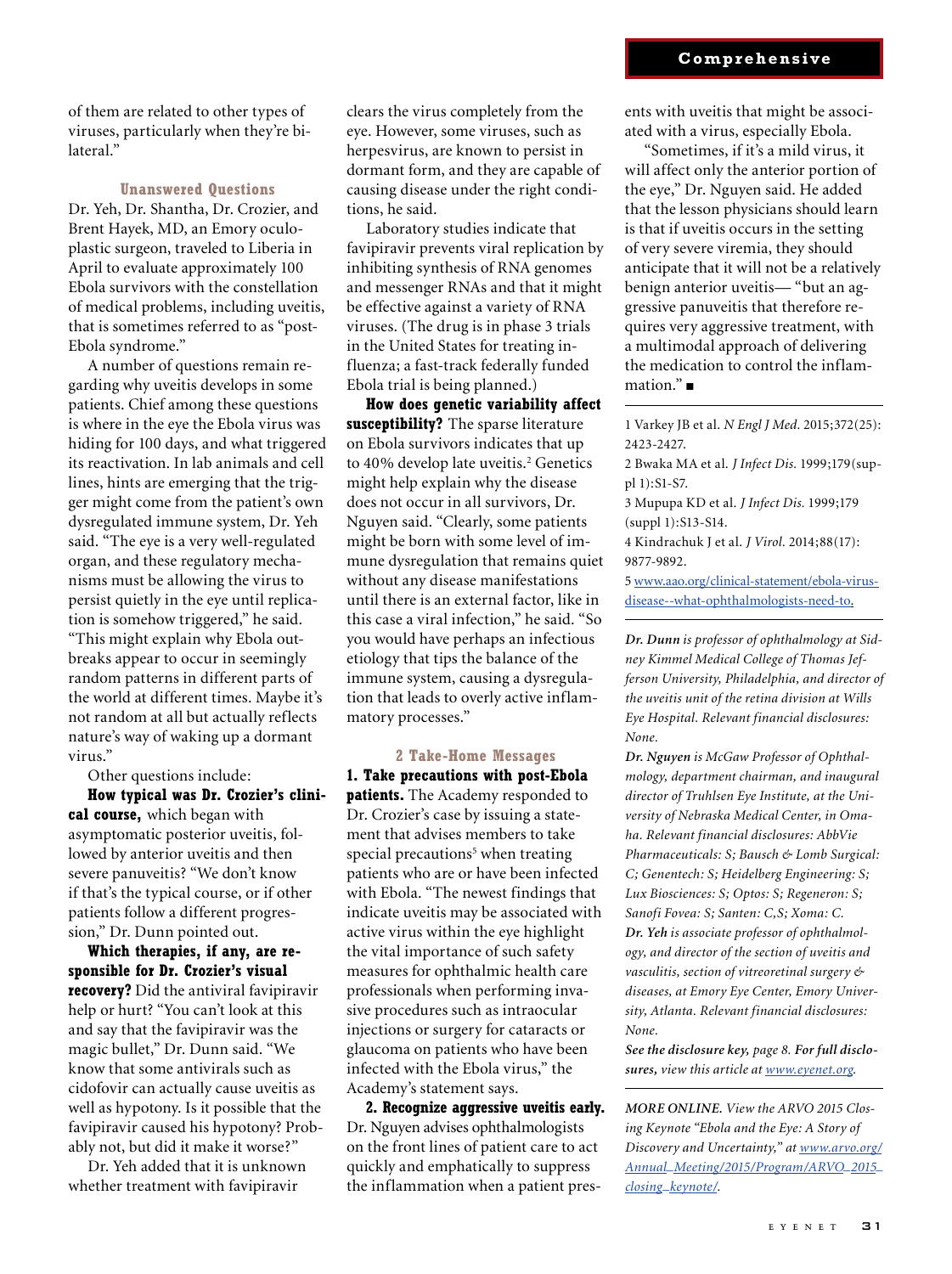of them are related to other types of viruses, particularly when they're bilateral."

### Unanswered Questions

Dr. Yeh, Dr. Shantha, Dr. Crozier, and Brent Hayek, MD, an Emory oculoplastic surgeon, traveled to Liberia in April to evaluate approximately 100 Ebola survivors with the constellation of medical problems, including uveitis, that is sometimes referred to as "post-Ebola syndrome."

A number of questions remain regarding why uveitis develops in some patients. Chief among these questions is where in the eye the Ebola virus was hiding for 100 days, and what triggered its reactivation. In lab animals and cell lines, hints are emerging that the trigger might come from the patient's own dysregulated immune system, Dr. Yeh said. "The eye is a very well-regulated organ, and these regulatory mechanisms must be allowing the virus to persist quietly in the eye until replication is somehow triggered," he said. "This might explain why Ebola outbreaks appear to occur in seemingly random patterns in different parts of the world at different times. Maybe it's not random at all but actually reflects nature's way of waking up a dormant virus."

Other questions include:

**How typical was Dr. Crozier's clinical course,** which began with asymptomatic posterior uveitis, followed by anterior uveitis and then severe panuveitis? "We don't know if that's the typical course, or if other patients follow a different progression," Dr. Dunn pointed out.

**Which therapies, if any, are responsible for Dr. Crozier's visual recovery?** Did the antiviral favipiravir help or hurt? "You can't look at this and say that the favipiravir was the magic bullet," Dr. Dunn said. "We know that some antivirals such as cidofovir can actually cause uveitis as well as hypotony. Is it possible that the favipiravir caused his hypotony? Probably not, but did it make it worse?"

Dr. Yeh added that it is unknown whether treatment with favipiravir clears the virus completely from the eye. However, some viruses, such as herpesvirus, are known to persist in dormant form, and they are capable of causing disease under the right conditions, he said.

Laboratory studies indicate that favipiravir prevents viral replication by inhibiting synthesis of RNA genomes and messenger RNAs and that it might be effective against a variety of RNA viruses. (The drug is in phase 3 trials in the United States for treating influenza; a fast-track federally funded Ebola trial is being planned.)

**How does genetic variability affect susceptibility?** The sparse literature on Ebola survivors indicates that up to 40% develop late uveitis.[2] Genetics might help explain why the disease does not occur in all survivors, Dr. Nguyen said. "Clearly, some patients might be born with some level of immune dysregulation that remains quiet without any disease manifestations until there is an external factor, like in this case a viral infection," he said. "So you would have perhaps an infectious etiology that tips the balance of the immune system, causing a dysregulation that leads to overly active inflammatory processes."

### 2 Take-Home Messages

**1. Take precautions with post-Ebola patients.** The Academy responded to Dr. Crozier's case by issuing a statement that advises members to take special precautions[5] when treating patients who are or have been infected with Ebola. "The newest findings that indicate uveitis may be associated with active virus within the eye highlight the vital importance of such safety measures for ophthalmic health care professionals when performing invasive procedures such as intraocular injections or surgery for cataracts or glaucoma on patients who have been infected with the Ebola virus," the Academy's statement says.

**2. Recognize aggressive uveitis early.** Dr. Nguyen advises ophthalmologists on the front lines of patient care to act quickly and emphatically to suppress the inflammation when a patient presents with uveitis that might be associated with a virus, especially Ebola.

"Sometimes, if it's a mild virus, it will affect only the anterior portion of the eye," Dr. Nguyen said. He added that the lesson physicians should learn is that if uveitis occurs in the setting of very severe viremia, they should anticipate that it will not be a relatively benign anterior uveitis— "but an aggressive panuveitis that therefore requires very aggressive treatment, with a multimodal approach of delivering the medication to control the inflammation." ■

---

1 Varkey JB et al. *N Engl J Med.* 2015;372(25):2423-2427.

2 Bwaka MA et al. *J Infect Dis.* 1999;179(suppl 1):S1-S7.

3 Mupupa KD et al. *J Infect Dis.* 1999;179(suppl 1):S13-S14.

4 Kindrachuk J et al. *J Virol.* 2014;88(17):9877-9892.

5 www.aao.org/clinical-statement/ebola-virus-disease--what-ophthalmologists-need-to.

---

***Dr. Dunn** is professor of ophthalmology at Sidney Kimmel Medical College of Thomas Jefferson University, Philadelphia, and director of the uveitis unit of the retina division at Wills Eye Hospital. Relevant financial disclosures: None.*

***Dr. Nguyen** is McGaw Professor of Ophthalmology, department chairman, and inaugural director of Truhlsen Eye Institute, at the University of Nebraska Medical Center, in Omaha. Relevant financial disclosures: AbbVie Pharmaceuticals: S; Bausch & Lomb Surgical: C; Genentech: S; Heidelberg Engineering: S; Lux Biosciences: S; Optos: S; Regeneron: S; Sanofi Fovea: S; Santen: C,S; Xoma: C.*

***Dr. Yeh** is associate professor of ophthalmology, and director of the section of uveitis and vasculitis, section of vitreoretinal surgery & diseases, at Emory Eye Center, Emory University, Atlanta. Relevant financial disclosures: None.*

***See the disclosure key,** page 8. **For full disclosures,** view this article at www.eyenet.org.*

---

*MORE ONLINE. View the ARVO 2015 Closing Keynote "Ebola and the Eye: A Story of Discovery and Uncertainty," at www.arvo.org/Annual_Meeting/2015/Program/ARVO_2015_closing_keynote/.*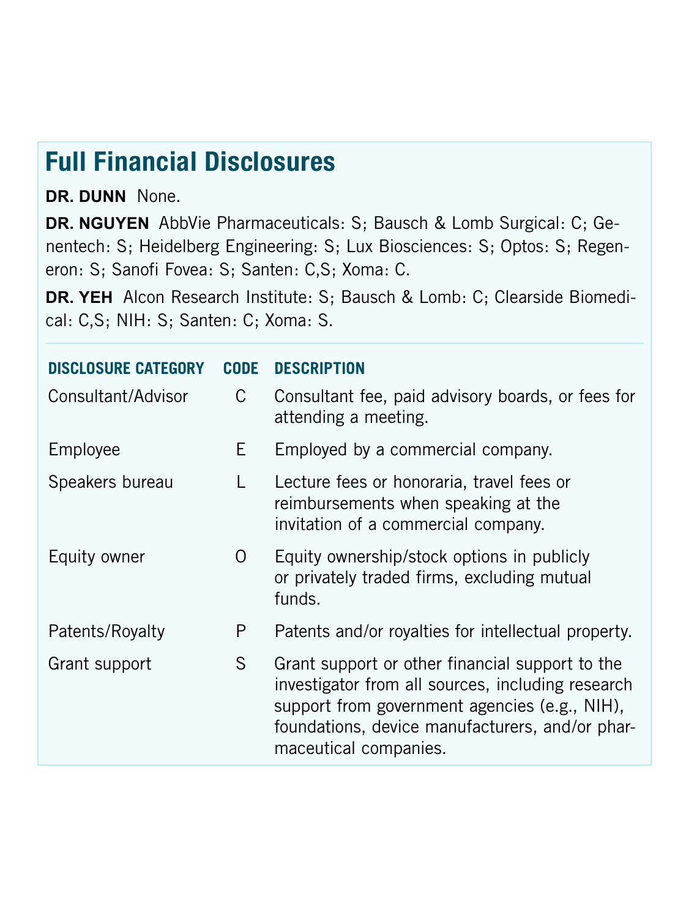## Full Financial Disclosures

**DR. DUNN** None.

**DR. NGUYEN** AbbVie Pharmaceuticals: S; Bausch & Lomb Surgical: C; Genentech: S; Heidelberg Engineering: S; Lux Biosciences: S; Optos: S; Regeneron: S; Sanofi Fovea: S; Santen: C,S; Xoma: C.

**DR. YEH** Alcon Research Institute: S; Bausch & Lomb: C; Clearside Biomedical: C,S; NIH: S; Santen: C; Xoma: S.

| DISCLOSURE CATEGORY | CODE | DESCRIPTION |
|---|---|---|
| Consultant/Advisor | C | Consultant fee, paid advisory boards, or fees for attending a meeting. |
| Employee | E | Employed by a commercial company. |
| Speakers bureau | L | Lecture fees or honoraria, travel fees or reimbursements when speaking at the invitation of a commercial company. |
| Equity owner | O | Equity ownership/stock options in publicly or privately traded firms, excluding mutual funds. |
| Patents/Royalty | P | Patents and/or royalties for intellectual property. |
| Grant support | S | Grant support or other financial support to the investigator from all sources, including research support from government agencies (e.g., NIH), foundations, device manufacturers, and/or pharmaceutical companies. |